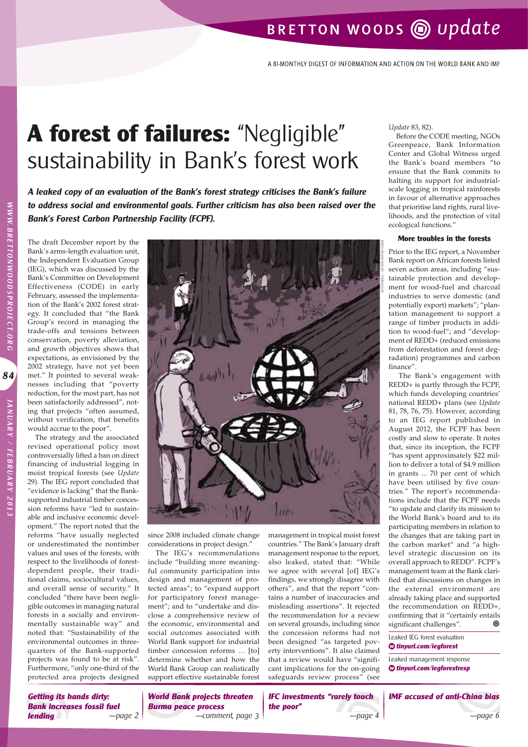# A forest of failures: "Negligible" sustainability in Bank's forest work

***A leaked copy of an evaluation of the Bank's forest strategy criticises the Bank's failure to address social and environmental goals. Further criticism has also been raised over the Bank's Forest Carbon Partnership Facility (FCPF).***

The draft December report by the Bank's arms-length evaluation unit, the Independent Evaluation Group (IEG), which was discussed by the Bank's Committee on Development Effectiveness (CODE) in early February, assessed the implementation of the Bank's 2002 forest strategy. It concluded that "the Bank Group's record in managing the trade-offs and tensions between conservation, poverty alleviation, and growth objectives shows that expectations, as envisioned by the 2002 strategy, have not yet been met." It pointed to several weaknesses including that "poverty reduction, for the most part, has not been satisfactorily addressed", noting that projects "often assumed, without verification, that benefits would accrue to the poor".

The strategy and the associated revised operational policy most controversially lifted a ban on direct financing of industrial logging in moist tropical forests (see *Update* 29). The IEG report concluded that "evidence is lacking" that the Bank-supported industrial timber concession reforms have "led to sustainable and inclusive economic development." The report noted that the reforms "have usually neglected or underestimated the nontimber values and uses of the forests, with respect to the livelihoods of forest-dependent people, their traditional claims, sociocultural values, and overall sense of security." It concluded "there have been negligible outcomes in managing natural forests in a socially and environmentally sustainable way" and noted that: "Sustainability of the environmental outcomes in three-quarters of the Bank-supported projects was found to be at risk". Furthermore, "only one-third of the protected area projects designed since 2008 included climate change considerations in project design."

The IEG's recommendations include "building more meaningful community participation into design and management of protected areas"; to "expand support for participatory forest management"; and to "undertake and disclose a comprehensive review of the economic, environmental and social outcomes associated with World Bank support for industrial timber concession reforms … [to] determine whether and how the World Bank Group can realistically support effective sustainable forest management in tropical moist forest countries." The Bank's January draft management response to the report, also leaked, stated that: "While we agree with several [of] IEG's findings, we strongly disagree with others", and that the report "contains a number of inaccuracies and misleading assertions". It rejected the recommendation for a review on several grounds, including since the concession reforms had not been designed "as targeted poverty interventions". It also claimed that a review would have "significant implications for the on-going safeguards review process" (see *Update* 83, 82).

Before the CODE meeting, NGOs Greenpeace, Bank Information Center and Global Witness urged the Bank's board members "to ensure that the Bank commits to halting its support for industrial-scale logging in tropical rainforests in favour of alternative approaches that prioritise land rights, rural livelihoods, and the protection of vital ecological functions."

### More troubles in the forests

Prior to the IEG report, a November Bank report on African forests listed seven action areas, including "sustainable protection and development for wood-fuel and charcoal industries to serve domestic (and potentially export) markets"; "plantation management to support a range of timber products in addition to wood-fuel"; and "development of REDD+ (reduced emissions from deforestation and forest degradation) programmes and carbon finance".

The Bank's engagement with REDD+ is partly through the FCPF, which funds developing countries' national REDD+ plans (see *Update* 81, 78, 76, 75). However, according to an IEG report published in August 2012, the FCPF has been costly and slow to operate. It notes that, since its inception, the FCPF "has spent approximately $22 million to deliver a total of $4.9 million in grants ... 70 per cent of which have been utilised by five countries." The report's recommendations include that the FCPF needs "to update and clarify its mission to the World Bank's board and to its participating members in relation to the changes that are taking part in the carbon market" and "a high-level strategic discussion on its overall approach to REDD". FCPF's management team at the Bank clarified that discussions on changes in the external environment are already taking place and supported the recommendation on REDD+, confirming that it "certainly entails significant challenges".

Leaked IEG forest evaluation
**tinyurl.com/iegforest**

Leaked management response
**tinyurl.com/iegforestresp**

***Getting its hands dirty: Bank increases fossil fuel lending*** —page 2

***World Bank projects threaten Burma peace process*** —comment, page 3

***IFC investments "rarely touch the poor"*** —page 4

***IMF accused of anti-China bias*** —page 6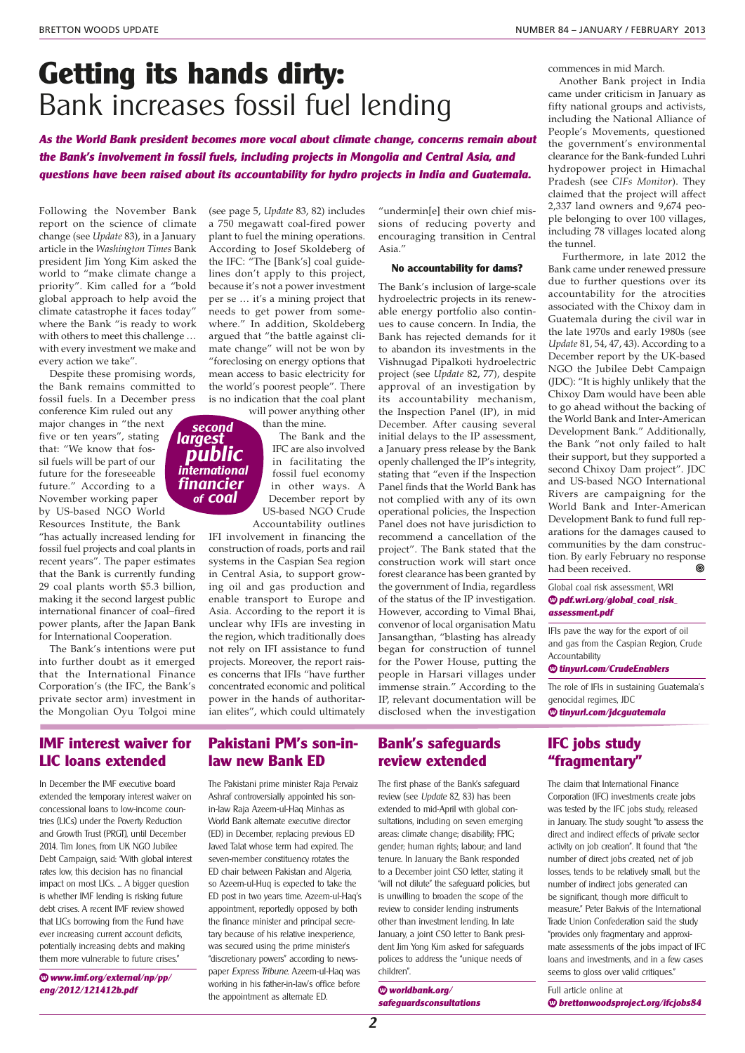# Getting its hands dirty: Bank increases fossil fuel lending

***As the World Bank president becomes more vocal about climate change, concerns remain about the Bank's involvement in fossil fuels, including projects in Mongolia and Central Asia, and questions have been raised about its accountability for hydro projects in India and Guatemala.***

Following the November Bank report on the science of climate change (see *Update* 83), in a January article in the *Washington Times* Bank president Jim Yong Kim asked the world to "make climate change a priority". Kim called for a "bold global approach to help avoid the climate catastrophe it faces today" where the Bank "is ready to work with others to meet this challenge … with every investment we make and every action we take".

Despite these promising words, the Bank remains committed to fossil fuels. In a December press conference Kim ruled out any major changes in "the next five or ten years", stating that: "We know that fossil fuels will be part of our future for the foreseeable future." According to a November working paper by US-based NGO World Resources Institute, the Bank "has actually increased lending for fossil fuel projects and coal plants in recent years". The paper estimates that the Bank is currently funding 29 coal plants worth $5.3 billion, making it the second largest public international financer of coal–fired power plants, after the Japan Bank for International Cooperation.

> *second largest public international financier of coal*

The Bank's intentions were put into further doubt as it emerged that the International Finance Corporation's (the IFC, the Bank's private sector arm) investment in the Mongolian Oyu Tolgoi mine (see page 5, *Update* 83, 82) includes a 750 megawatt coal-fired power plant to fuel the mining operations. According to Josef Skoldeberg of the IFC: "The [Bank's] coal guidelines don't apply to this project, because it's not a power investment per se … it's a mining project that needs to get power from somewhere." In addition, Skoldeberg argued that "the battle against climate change" will not be won by "foreclosing on energy options that mean access to basic electricity for the world's poorest people". There is no indication that the coal plant will power anything other than the mine.

The Bank and the IFC are also involved in facilitating the fossil fuel economy in other ways. A December report by US-based NGO Crude Accountability outlines IFI involvement in financing the construction of roads, ports and rail systems in the Caspian Sea region in Central Asia, to support growing oil and gas production and enable transport to Europe and Asia. According to the report it is unclear why IFIs are investing in the region, which traditionally does not rely on IFI assistance to fund projects. Moreover, the report raises concerns that IFIs "have further concentrated economic and political power in the hands of authoritarian elites", which could ultimately "undermin[e] their own chief missions of reducing poverty and encouraging transition in Central Asia."

### No accountability for dams?

The Bank's inclusion of large-scale hydroelectric projects in its renewable energy portfolio also continues to cause concern. In India, the Bank has rejected demands for it to abandon its investments in the Vishnugad Pipalkoti hydroelectric project (see *Update* 82, 77), despite approval of an investigation by its accountability mechanism, the Inspection Panel (IP), in mid December. After causing several initial delays to the IP assessment, a January press release by the Bank openly challenged the IP's integrity, stating that "even if the Inspection Panel finds that the World Bank has not complied with any of its own operational policies, the Inspection Panel does not have jurisdiction to recommend a cancellation of the project". The Bank stated that the construction work will start once forest clearance has been granted by the government of India, regardless of the status of the IP investigation. However, according to Vimal Bhai, convenor of local organisation Matu Jansangthan, "blasting has already began for construction of tunnel for the Power House, putting the people in Harsari villages under immense strain." According to the IP, relevant documentation will be disclosed when the investigation commences in mid March.

Another Bank project in India came under criticism in January as fifty national groups and activists, including the National Alliance of People's Movements, questioned the government's environmental clearance for the Bank-funded Luhri hydropower project in Himachal Pradesh (see *CIFs Monitor*). They claimed that the project will affect 2,337 land owners and 9,674 people belonging to over 100 villages, including 78 villages located along the tunnel.

Furthermore, in late 2012 the Bank came under renewed pressure due to further questions over its accountability for the atrocities associated with the Chixoy dam in Guatemala during the civil war in the late 1970s and early 1980s (see *Update* 81, 54, 47, 43). According to a December report by the UK-based NGO the Jubilee Debt Campaign (JDC): "It is highly unlikely that the Chixoy Dam would have been able to go ahead without the backing of the World Bank and Inter-American Development Bank." Additionally, the Bank "not only failed to halt their support, but they supported a second Chixoy Dam project". JDC and US-based NGO International Rivers are campaigning for the World Bank and Inter-American Development Bank to fund full reparations for the damages caused to communities by the dam construction. By early February no response had been received.

Global coal risk assessment, WRI
***pdf.wri.org/global_coal_risk_assessment.pdf***

IFIs pave the way for the export of oil and gas from the Caspian Region, Crude Accountability
***tinyurl.com/CrudeEnablers***

The role of IFIs in sustaining Guatemala's genocidal regimes, JDC
***tinyurl.com/jdcguatemala***

## IMF interest waiver for LIC loans extended

In December the IMF executive board extended the temporary interest waiver on concessional loans to low-income countries (LICs) under the Poverty Reduction and Growth Trust (PRGT), until December 2014. Tim Jones, from UK NGO Jubilee Debt Campaign, said: "With global interest rates low, this decision has no financial impact on most LICs. ... A bigger question is whether IMF lending is risking future debt crises. A recent IMF review showed that LICs borrowing from the Fund have ever increasing current account deficits, potentially increasing debts and making them more vulnerable to future crises."

***www.imf.org/external/np/pp/eng/2012/121412b.pdf***

## Pakistani PM's son-in-law new Bank ED

The Pakistani prime minister Raja Pervaiz Ashraf controversially appointed his son-in-law Raja Azeem-ul-Haq Minhas as World Bank alternate executive director (ED) in December, replacing previous ED Javed Talat whose term had expired. The seven-member constituency rotates the ED chair between Pakistan and Algeria, so Azeem-ul-Huq is expected to take the ED post in two years time. Azeem-ul-Haq's appointment, reportedly opposed by both the finance minister and principal secretary because of his relative inexperience, was secured using the prime minister's "discretionary powers" according to newspaper *Express Tribune*. Azeem-ul-Haq was working in his father-in-law's office before the appointment as alternate ED.

## Bank's safeguards review extended

The first phase of the Bank's safeguard review (see *Update* 82, 83) has been extended to mid-April with global consultations, including on seven emerging areas: climate change; disability; FPIC; gender; human rights; labour; and land tenure. In January the Bank responded to a December joint CSO letter, stating it "will not dilute" the safeguard policies, but is unwilling to broaden the scope of the review to consider lending instruments other than investment lending. In late January, a joint CSO letter to Bank president Jim Yong Kim asked for safeguards polices to address the "unique needs of children".

***worldbank.org/safeguardsconsultations***

## IFC jobs study "fragmentary"

The claim that International Finance Corporation (IFC) investments create jobs was tested by the IFC jobs study, released in January. The study sought "to assess the direct and indirect effects of private sector activity on job creation". It found that "the number of direct jobs created, net of job losses, tends to be relatively small, but the number of indirect jobs generated can be significant, though more difficult to measure." Peter Bakvis of the International Trade Union Confederation said the study "provides only fragmentary and approximate assessments of the jobs impact of IFC loans and investments, and in a few cases seems to gloss over valid critiques."

Full article online at
***brettonwoodsproject.org/ifcjobs84***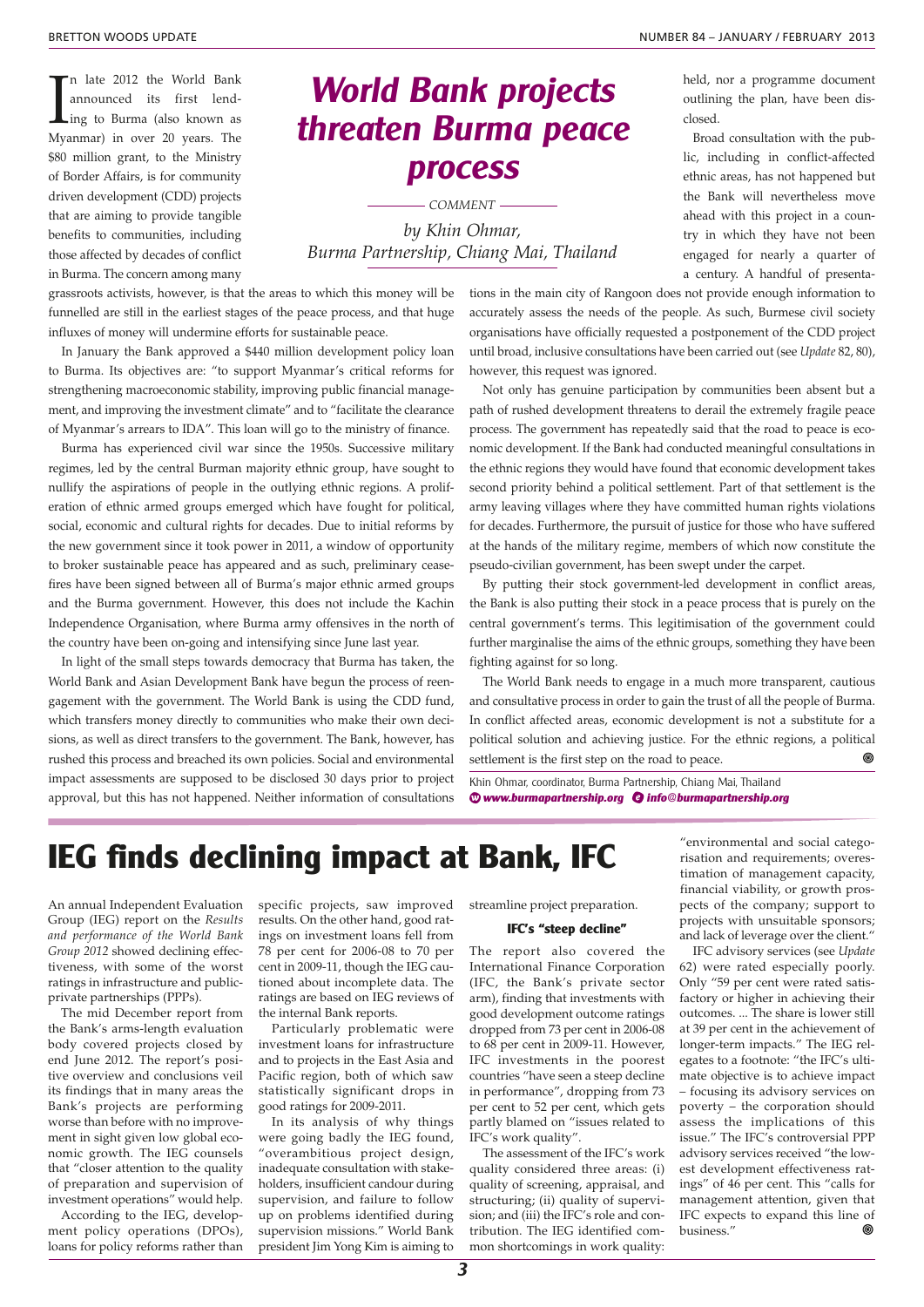# World Bank projects threaten Burma peace process

COMMENT

*by Khin Ohmar, Burma Partnership, Chiang Mai, Thailand*

In late 2012 the World Bank announced its first lending to Burma (also known as Myanmar) in over 20 years. The $80 million grant, to the Ministry of Border Affairs, is for community driven development (CDD) projects that are aiming to provide tangible benefits to communities, including those affected by decades of conflict in Burma. The concern among many grassroots activists, however, is that the areas to which this money will be funnelled are still in the earliest stages of the peace process, and that huge influxes of money will undermine efforts for sustainable peace.

In January the Bank approved a $440 million development policy loan to Burma. Its objectives are: "to support Myanmar's critical reforms for strengthening macroeconomic stability, improving public financial management, and improving the investment climate" and to "facilitate the clearance of Myanmar's arrears to IDA". This loan will go to the ministry of finance.

Burma has experienced civil war since the 1950s. Successive military regimes, led by the central Burman majority ethnic group, have sought to nullify the aspirations of people in the outlying ethnic regions. A proliferation of ethnic armed groups emerged which have fought for political, social, economic and cultural rights for decades. Due to initial reforms by the new government since it took power in 2011, a window of opportunity to broker sustainable peace has appeared and as such, preliminary ceasefires have been signed between all of Burma's major ethnic armed groups and the Burma government. However, this does not include the Kachin Independence Organisation, where Burma army offensives in the north of the country have been on-going and intensifying since June last year.

In light of the small steps towards democracy that Burma has taken, the World Bank and Asian Development Bank have begun the process of reengagement with the government. The World Bank is using the CDD fund, which transfers money directly to communities who make their own decisions, as well as direct transfers to the government. The Bank, however, has rushed this process and breached its own policies. Social and environmental impact assessments are supposed to be disclosed 30 days prior to project approval, but this has not happened. Neither information of consultations held, nor a programme document outlining the plan, have been disclosed.

Broad consultation with the public, including in conflict-affected ethnic areas, has not happened but the Bank will nevertheless move ahead with this project in a country in which they have not been engaged for nearly a quarter of a century. A handful of presentations in the main city of Rangoon does not provide enough information to accurately assess the needs of the people. As such, Burmese civil society organisations have officially requested a postponement of the CDD project until broad, inclusive consultations have been carried out (see *Update* 82, 80), however, this request was ignored.

Not only has genuine participation by communities been absent but a path of rushed development threatens to derail the extremely fragile peace process. The government has repeatedly said that the road to peace is economic development. If the Bank had conducted meaningful consultations in the ethnic regions they would have found that economic development takes second priority behind a political settlement. Part of that settlement is the army leaving villages where they have committed human rights violations for decades. Furthermore, the pursuit of justice for those who have suffered at the hands of the military regime, members of which now constitute the pseudo-civilian government, has been swept under the carpet.

By putting their stock government-led development in conflict areas, the Bank is also putting their stock in a peace process that is purely on the central government's terms. This legitimisation of the government could further marginalise the aims of the ethnic groups, something they have been fighting against for so long.

The World Bank needs to engage in a much more transparent, cautious and consultative process in order to gain the trust of all the people of Burma. In conflict affected areas, economic development is not a substitute for a political solution and achieving justice. For the ethnic regions, a political settlement is the first step on the road to peace.

Khin Ohmar, coordinator, Burma Partnership, Chiang Mai, Thailand
*www.burmapartnership.org* *info@burmapartnership.org*

# IEG finds declining impact at Bank, IFC

An annual Independent Evaluation Group (IEG) report on the *Results and performance of the World Bank Group 2012* showed declining effectiveness, with some of the worst ratings in infrastructure and public-private partnerships (PPPs).

The mid December report from the Bank's arms-length evaluation body covered projects closed by end June 2012. The report's positive overview and conclusions veil its findings that in many areas the Bank's projects are performing worse than before with no improvement in sight given low global economic growth. The IEG counsels that "closer attention to the quality of preparation and supervision of investment operations" would help.

According to the IEG, development policy operations (DPOs), loans for policy reforms rather than specific projects, saw improved results. On the other hand, good ratings on investment loans fell from 78 per cent for 2006-08 to 70 per cent in 2009-11, though the IEG cautioned about incomplete data. The ratings are based on IEG reviews of the internal Bank reports.

Particularly problematic were investment loans for infrastructure and to projects in the East Asia and Pacific region, both of which saw statistically significant drops in good ratings for 2009-2011.

In its analysis of why things were going badly the IEG found, "overambitious project design, inadequate consultation with stakeholders, insufficient candour during supervision, and failure to follow up on problems identified during supervision missions." World Bank president Jim Yong Kim is aiming to streamline project preparation.

## IFC's "steep decline"

The report also covered the International Finance Corporation (IFC, the Bank's private sector arm), finding that investments with good development outcome ratings dropped from 73 per cent in 2006-08 to 68 per cent in 2009-11. However, IFC investments in the poorest countries "have seen a steep decline in performance", dropping from 73 per cent to 52 per cent, which gets partly blamed on "issues related to IFC's work quality".

The assessment of the IFC's work quality considered three areas: (i) quality of screening, appraisal, and structuring; (ii) quality of supervision; and (iii) the IFC's role and contribution. The IEG identified common shortcomings in work quality: "environmental and social categorisation and requirements; overestimation of management capacity, financial viability, or growth prospects of the company; support to projects with unsuitable sponsors; and lack of leverage over the client."

IFC advisory services (see *Update* 62) were rated especially poorly. Only "59 per cent were rated satisfactory or higher in achieving their outcomes. ... The share is lower still at 39 per cent in the achievement of longer-term impacts." The IEG relegates to a footnote: "the IFC's ultimate objective is to achieve impact – focusing its advisory services on poverty – the corporation should assess the implications of this issue." The IFC's controversial PPP advisory services received "the lowest development effectiveness ratings" of 46 per cent. This "calls for management attention, given that IFC expects to expand this line of business."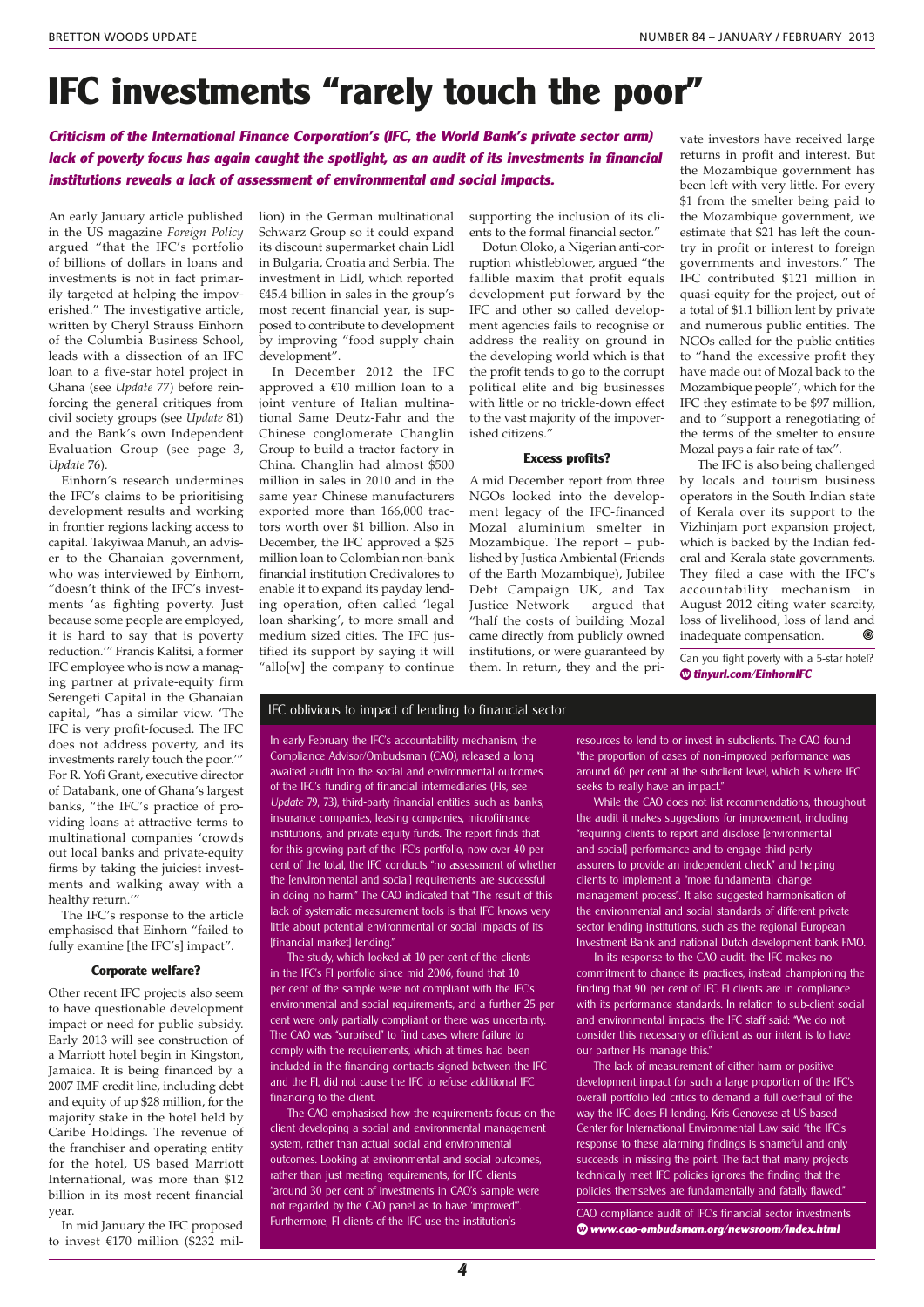# IFC investments "rarely touch the poor"

***Criticism of the International Finance Corporation's (IFC, the World Bank's private sector arm) lack of poverty focus has again caught the spotlight, as an audit of its investments in financial institutions reveals a lack of assessment of environmental and social impacts.***

An early January article published in the US magazine *Foreign Policy* argued "that the IFC's portfolio of billions of dollars in loans and investments is not in fact primarily targeted at helping the impoverished." The investigative article, written by Cheryl Strauss Einhorn of the Columbia Business School, leads with a dissection of an IFC loan to a five-star hotel project in Ghana (see *Update* 77) before reinforcing the general critiques from civil society groups (see *Update* 81) and the Bank's own Independent Evaluation Group (see page 3, *Update* 76).

Einhorn's research undermines the IFC's claims to be prioritising development results and working in frontier regions lacking access to capital. Takyiwaa Manuh, an adviser to the Ghanaian government, who was interviewed by Einhorn, "doesn't think of the IFC's investments 'as fighting poverty. Just because some people are employed, it is hard to say that is poverty reduction.'" Francis Kalitsi, a former IFC employee who is now a managing partner at private-equity firm Serengeti Capital in the Ghanaian capital, "has a similar view. 'The IFC is very profit-focused. The IFC does not address poverty, and its investments rarely touch the poor.'" For R. Yofi Grant, executive director of Databank, one of Ghana's largest banks, "the IFC's practice of providing loans at attractive terms to multinational companies 'crowds out local banks and private-equity firms by taking the juiciest investments and walking away with a healthy return.'"

The IFC's response to the article emphasised that Einhorn "failed to fully examine [the IFC's] impact".

### Corporate welfare?

Other recent IFC projects also seem to have questionable development impact or need for public subsidy. Early 2013 will see construction of a Marriott hotel begin in Kingston, Jamaica. It is being financed by a 2007 IMF credit line, including debt and equity of up $28 million, for the majority stake in the hotel held by Caribe Holdings. The revenue of the franchiser and operating entity for the hotel, US based Marriott International, was more than $12 billion in its most recent financial year.

In mid January the IFC proposed to invest €170 million ($232 million) in the German multinational Schwarz Group so it could expand its discount supermarket chain Lidl in Bulgaria, Croatia and Serbia. The investment in Lidl, which reported €45.4 billion in sales in the group's most recent financial year, is supposed to contribute to development by improving "food supply chain development".

In December 2012 the IFC approved a €10 million loan to a joint venture of Italian multinational Same Deutz-Fahr and the Chinese conglomerate Changlin Group to build a tractor factory in China. Changlin had almost $500 million in sales in 2010 and in the same year Chinese manufacturers exported more than 166,000 tractors worth over $1 billion. Also in December, the IFC approved a $25 million loan to Colombian non-bank financial institution Credivalores to enable it to expand its payday lending operation, often called 'legal loan sharking', to more small and medium sized cities. The IFC justified its support by saying it will "allo[w] the company to continue supporting the inclusion of its clients to the formal financial sector."

Dotun Oloko, a Nigerian anti-corruption whistleblower, argued "the fallible maxim that profit equals development put forward by the IFC and other so called development agencies fails to recognise or address the reality on ground in the developing world which is that the profit tends to go to the corrupt political elite and big businesses with little or no trickle-down effect to the vast majority of the impoverished citizens."

### Excess profits?

A mid December report from three NGOs looked into the development legacy of the IFC-financed Mozal aluminium smelter in Mozambique. The report – published by Justica Ambiental (Friends of the Earth Mozambique), Jubilee Debt Campaign UK, and Tax Justice Network – argued that "half the costs of building Mozal came directly from publicly owned institutions, or were guaranteed by them. In return, they and the private investors have received large returns in profit and interest. But the Mozambique government has been left with very little. For every $1 from the smelter being paid to the Mozambique government, we estimate that $21 has left the country in profit or interest to foreign governments and investors." The IFC contributed $121 million in quasi-equity for the project, out of a total of $1.1 billion lent by private and numerous public entities. The NGOs called for the public entities to "hand the excessive profit they have made out of Mozal back to the Mozambique people", which for the IFC they estimate to be $97 million, and to "support a renegotiating of the terms of the smelter to ensure Mozal pays a fair rate of tax".

The IFC is also being challenged by locals and tourism business operators in the South Indian state of Kerala over its support to the Vizhinjam port expansion project, which is backed by the Indian federal and Kerala state governments. They filed a case with the IFC's accountability mechanism in August 2012 citing water scarcity, loss of livelihood, loss of land and inadequate compensation.

Can you fight poverty with a 5-star hotel?
***tinyurl.com/EinhornIFC***

## IFC oblivious to impact of lending to financial sector

In early February the IFC's accountability mechanism, the Compliance Advisor/Ombudsman (CAO), released a long awaited audit into the social and environmental outcomes of the IFC's funding of financial intermediaries (FIs, see *Update* 79, 73), third-party financial entities such as banks, insurance companies, leasing companies, microfinance institutions, and private equity funds. The report finds that for this growing part of the IFC's portfolio, now over 40 per cent of the total, the IFC conducts "no assessment of whether the [environmental and social] requirements are successful in doing no harm." The CAO indicated that "The result of this lack of systematic measurement tools is that IFC knows very little about potential environmental or social impacts of its [financial market] lending."

The study, which looked at 10 per cent of the clients in the IFC's FI portfolio since mid 2006, found that 10 per cent of the sample were not compliant with the IFC's environmental and social requirements, and a further 25 per cent were only partially compliant or there was uncertainty. The CAO was "surprised" to find cases where failure to comply with the requirements, which at times had been included in the financing contracts signed between the IFC and the FI, did not cause the IFC to refuse additional IFC financing to the client.

The CAO emphasised how the requirements focus on the client developing a social and environmental management system, rather than actual social and environmental outcomes. Looking at environmental and social outcomes, rather than just meeting requirements, for IFC clients "around 30 per cent of investments in CAO's sample were not regarded by the CAO panel as to have 'improved'". Furthermore, FI clients of the IFC use the institution's resources to lend to or invest in subclients. The CAO found "the proportion of cases of non-improved performance was around 60 per cent at the subclient level, which is where IFC seeks to really have an impact."

While the CAO does not list recommendations, throughout the audit it makes suggestions for improvement, including "requiring clients to report and disclose [environmental and social] performance and to engage third-party assurers to provide an independent check" and helping clients to implement a "more fundamental change management process". It also suggested harmonisation of the environmental and social standards of different private sector lending institutions, such as the regional European Investment Bank and national Dutch development bank FMO.

In its response to the CAO audit, the IFC makes no commitment to change its practices, instead championing the finding that 90 per cent of IFC FI clients are in compliance with its performance standards. In relation to sub-client social and environmental impacts, the IFC staff said: "We do not consider this necessary or efficient as our intent is to have our partner FIs manage this."

The lack of measurement of either harm or positive development impact for such a large proportion of the IFC's overall portfolio led critics to demand a full overhaul of the way the IFC does FI lending. Kris Genovese at US-based Center for International Environmental Law said "the IFC's response to these alarming findings is shameful and only succeeds in missing the point. The fact that many projects technically meet IFC policies ignores the finding that the policies themselves are fundamentally and fatally flawed."

CAO compliance audit of IFC's financial sector investments
***www.cao-ombudsman.org/newsroom/index.html***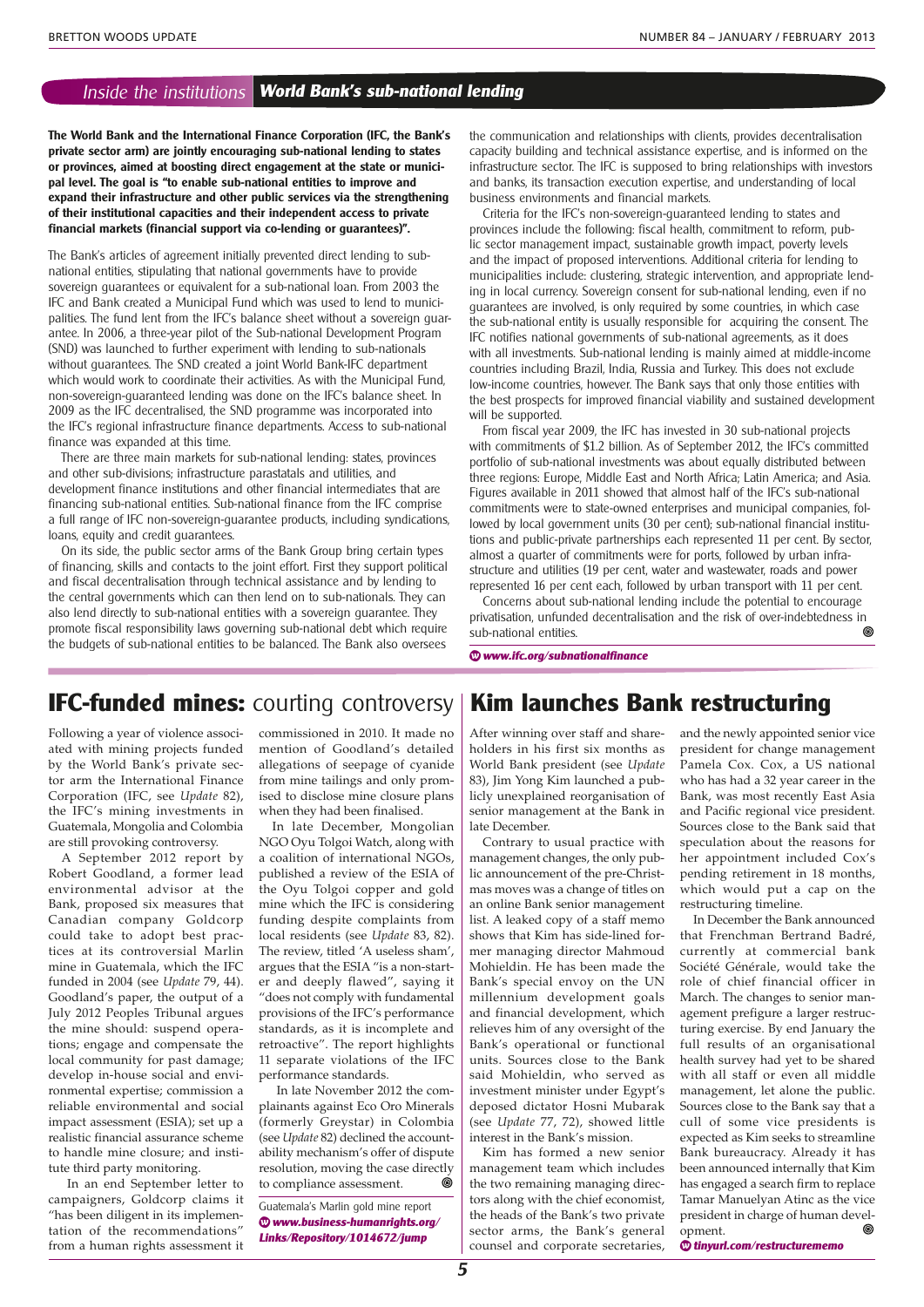*Inside the institutions* **World Bank's sub-national lending**

**The World Bank and the International Finance Corporation (IFC, the Bank's private sector arm) are jointly encouraging sub-national lending to states or provinces, aimed at boosting direct engagement at the state or municipal level. The goal is "to enable sub-national entities to improve and expand their infrastructure and other public services via the strengthening of their institutional capacities and their independent access to private financial markets (financial support via co-lending or guarantees)".**

The Bank's articles of agreement initially prevented direct lending to sub-national entities, stipulating that national governments have to provide sovereign guarantees or equivalent for a sub-national loan. From 2003 the IFC and Bank created a Municipal Fund which was used to lend to municipalities. The fund lent from the IFC's balance sheet without a sovereign guarantee. In 2006, a three-year pilot of the Sub-national Development Program (SND) was launched to further experiment with lending to sub-nationals without guarantees. The SND created a joint World Bank-IFC department which would work to coordinate their activities. As with the Municipal Fund, non-sovereign-guaranteed lending was done on the IFC's balance sheet. In 2009 as the IFC decentralised, the SND programme was incorporated into the IFC's regional infrastructure finance departments. Access to sub-national finance was expanded at this time.

There are three main markets for sub-national lending: states, provinces and other sub-divisions; infrastructure parastatals and utilities, and development finance institutions and other financial intermediates that are financing sub-national entities. Sub-national finance from the IFC comprise a full range of IFC non-sovereign-guarantee products, including syndications, loans, equity and credit guarantees.

On its side, the public sector arms of the Bank Group bring certain types of financing, skills and contacts to the joint effort. First they support political and fiscal decentralisation through technical assistance and by lending to the central governments which can then lend on to sub-nationals. They can also lend directly to sub-national entities with a sovereign guarantee. They promote fiscal responsibility laws governing sub-national debt which require the budgets of sub-national entities to be balanced. The Bank also oversees the communication and relationships with clients, provides decentralisation capacity building and technical assistance expertise, and is informed on the infrastructure sector. The IFC is supposed to bring relationships with investors and banks, its transaction execution expertise, and understanding of local business environments and financial markets.

Criteria for the IFC's non-sovereign-guaranteed lending to states and provinces include the following: fiscal health, commitment to reform, public sector management impact, sustainable growth impact, poverty levels and the impact of proposed interventions. Additional criteria for lending to municipalities include: clustering, strategic intervention, and appropriate lending in local currency. Sovereign consent for sub-national lending, even if no guarantees are involved, is only required by some countries, in which case the sub-national entity is usually responsible for acquiring the consent. The IFC notifies national governments of sub-national agreements, as it does with all investments. Sub-national lending is mainly aimed at middle-income countries including Brazil, India, Russia and Turkey. This does not exclude low-income countries, however. The Bank says that only those entities with the best prospects for improved financial viability and sustained development will be supported.

From fiscal year 2009, the IFC has invested in 30 sub-national projects with commitments of $1.2 billion. As of September 2012, the IFC's committed portfolio of sub-national investments was about equally distributed between three regions: Europe, Middle East and North Africa; Latin America; and Asia. Figures available in 2011 showed that almost half of the IFC's sub-national commitments were to state-owned enterprises and municipal companies, followed by local government units (30 per cent); sub-national financial institutions and public-private partnerships each represented 11 per cent. By sector, almost a quarter of commitments were for ports, followed by urban infrastructure and utilities (19 per cent, water and wastewater, roads and power represented 16 per cent each, followed by urban transport with 11 per cent.

Concerns about sub-national lending include the potential to encourage privatisation, unfunded decentralisation and the risk of over-indebtedness in sub-national entities.

***www.ifc.org/subnationalfinance***

## IFC-funded mines: courting controversy

Following a year of violence associated with mining projects funded by the World Bank's private sector arm the International Finance Corporation (IFC, see *Update* 82), the IFC's mining investments in Guatemala, Mongolia and Colombia are still provoking controversy.

A September 2012 report by Robert Goodland, a former lead environmental advisor at the Bank, proposed six measures that Canadian company Goldcorp could take to adopt best practices at its controversial Marlin mine in Guatemala, which the IFC funded in 2004 (see *Update* 79, 44). Goodland's paper, the output of a July 2012 Peoples Tribunal argues the mine should: suspend operations; engage and compensate the local community for past damage; develop in-house social and environmental expertise; commission a reliable environmental and social impact assessment (ESIA); set up a realistic financial assurance scheme to handle mine closure; and institute third party monitoring.

In an end September letter to campaigners, Goldcorp claims it "has been diligent in its implementation of the recommendations" from a human rights assessment it commissioned in 2010. It made no mention of Goodland's detailed allegations of seepage of cyanide from mine tailings and only promised to disclose mine closure plans when they had been finalised.

In late December, Mongolian NGO Oyu Tolgoi Watch, along with a coalition of international NGOs, published a review of the ESIA of the Oyu Tolgoi copper and gold mine which the IFC is considering funding despite complaints from local residents (see *Update* 83, 82). The review, titled 'A useless sham', argues that the ESIA "is a non-starter and deeply flawed", saying it "does not comply with fundamental provisions of the IFC's performance standards, as it is incomplete and retroactive". The report highlights 11 separate violations of the IFC performance standards.

In late November 2012 the complainants against Eco Oro Minerals (formerly Greystar) in Colombia (see *Update* 82) declined the accountability mechanism's offer of dispute resolution, moving the case directly to compliance assessment.

Guatemala's Marlin gold mine report
***www.business-humanrights.org/Links/Repository/1014672/jump***

## Kim launches Bank restructuring

After winning over staff and shareholders in his first six months as World Bank president (see *Update* 83), Jim Yong Kim launched a publicly unexplained reorganisation of senior management at the Bank in late December.

Contrary to usual practice with management changes, the only public announcement of the pre-Christmas moves was a change of titles on an online Bank senior management list. A leaked copy of a staff memo shows that Kim has side-lined former managing director Mahmoud Mohieldin. He has been made the Bank's special envoy on the UN millennium development goals and financial development, which relieves him of any oversight of the Bank's operational or functional units. Sources close to the Bank said Mohieldin, who served as investment minister under Egypt's deposed dictator Hosni Mubarak (see *Update* 77, 72), showed little interest in the Bank's mission.

Kim has formed a new senior management team which includes the two remaining managing directors along with the chief economist, the heads of the Bank's two private sector arms, the Bank's general counsel and corporate secretaries, and the newly appointed senior vice president for change management Pamela Cox. Cox, a US national who has had a 32 year career in the Bank, was most recently East Asia and Pacific regional vice president. Sources close to the Bank said that speculation about the reasons for her appointment included Cox's pending retirement in 18 months, which would put a cap on the restructuring timeline.

In December the Bank announced that Frenchman Bertrand Badré, currently at commercial bank Société Générale, would take the role of chief financial officer in March. The changes to senior management prefigure a larger restructuring exercise. By end January the full results of an organisational health survey had yet to be shared with all staff or even all middle management, let alone the public. Sources close to the Bank say that a cull of some vice presidents is expected as Kim seeks to streamline Bank bureaucracy. Already it has been announced internally that Kim has engaged a search firm to replace Tamar Manuelyan Atinc as the vice president in charge of human development.

***tinyurl.com/restructurememo***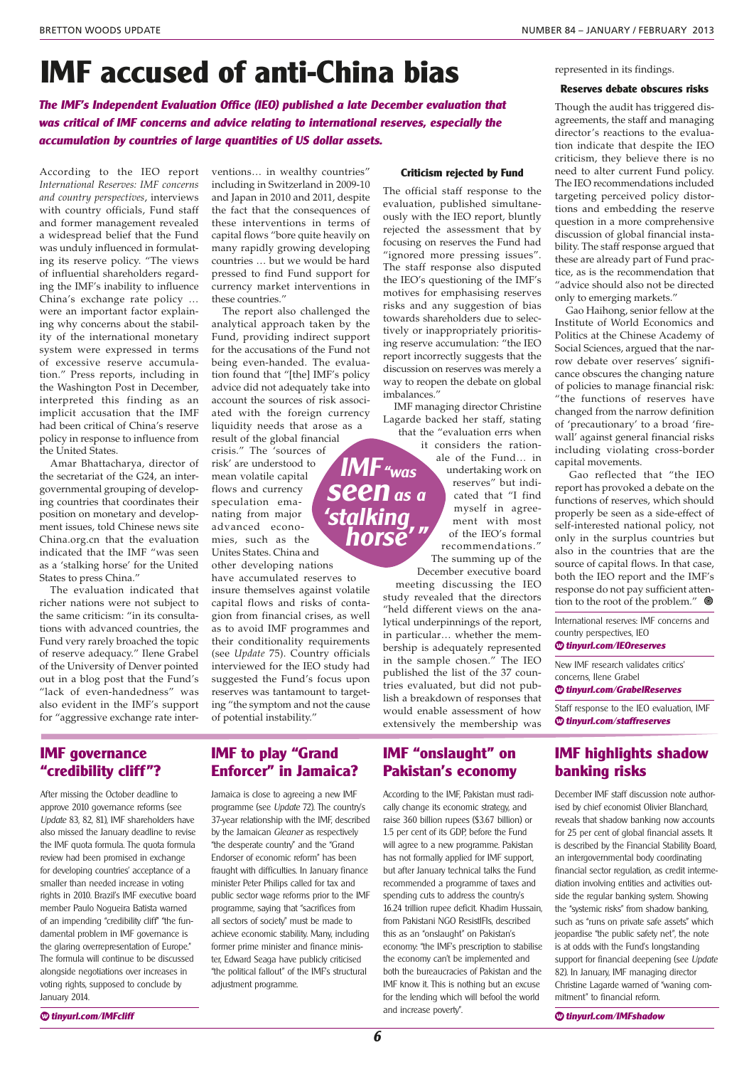# IMF accused of anti-China bias

***The IMF's Independent Evaluation Office (IEO) published a late December evaluation that was critical of IMF concerns and advice relating to international reserves, especially the accumulation by countries of large quantities of US dollar assets.***

According to the IEO report *International Reserves: IMF concerns and country perspectives*, interviews with country officials, Fund staff and former management revealed a widespread belief that the Fund was unduly influenced in formulating its reserve policy. "The views of influential shareholders regarding the IMF's inability to influence China's exchange rate policy … were an important factor explaining why many concerns about the stability of the international monetary system were expressed in terms of excessive reserve accumulation." Press reports, including in the Washington Post in December, interpreted this finding as an implicit accusation that the IMF had been critical of China's reserve policy in response to influence from the United States.

Amar Bhattacharya, director of the secretariat of the G24, an intergovernmental grouping of developing countries that coordinates their position on monetary and development issues, told Chinese news site China.org.cn that the evaluation indicated that the IMF "was seen as a 'stalking horse' for the United States to press China."

The evaluation indicated that richer nations were not subject to the same criticism: "in its consultations with advanced countries, the Fund very rarely broached the topic of reserve adequacy." Ilene Grabel of the University of Denver pointed out in a blog post that the Fund's "lack of even-handedness" was also evident in the IMF's support for "aggressive exchange rate interventions… in wealthy countries" including in Switzerland in 2009-10 and Japan in 2010 and 2011, despite the fact that the consequences of these interventions in terms of capital flows "bore quite heavily on many rapidly growing developing countries … but we would be hard pressed to find Fund support for currency market interventions in these countries."

The report also challenged the analytical approach taken by the Fund, providing indirect support for the accusations of the Fund not being even-handed. The evaluation found that "[the] IMF's policy advice did not adequately take into account the sources of risk associated with the foreign currency liquidity needs that arose as a result of the global financial crisis." The 'sources of risk' are understood to mean volatile capital flows and currency speculation emanating from major advanced economies, such as the Unites States. China and other developing nations have accumulated reserves to insure themselves against volatile capital flows and risks of contagion from financial crises, as well as to avoid IMF programmes and their conditionality requirements (see *Update* 75). Country officials interviewed for the IEO study had suggested the Fund's focus upon reserves was tantamount to targeting "the symptom and not the cause of potential instability."

> **IMF "was seen as a 'stalking horse'"**

### Criticism rejected by Fund

The official staff response to the evaluation, published simultaneously with the IEO report, bluntly rejected the assessment that by focusing on reserves the Fund had "ignored more pressing issues". The staff response also disputed the IEO's questioning of the IMF's motives for emphasising reserves risks and any suggestion of bias towards shareholders due to selectively or inappropriately prioritising reserve accumulation: "the IEO report incorrectly suggests that the discussion on reserves was merely a way to reopen the debate on global imbalances."

IMF managing director Christine Lagarde backed her staff, stating that the "evaluation errs when it considers the rationale of the Fund… in undertaking work on reserves" but indicated that "I find myself in agreement with most of the IEO's formal recommendations." The summing up of the December executive board meeting discussing the IEO study revealed that the directors "held different views on the analytical underpinnings of the report, in particular… whether the membership is adequately represented in the sample chosen." The IEO published the list of the 37 countries evaluated, but did not publish a breakdown of responses that would enable assessment of how extensively the membership was represented in its findings.

### Reserves debate obscures risks

Though the audit has triggered disagreements, the staff and managing director's reactions to the evaluation indicate that despite the IEO criticism, they believe there is no need to alter current Fund policy. The IEO recommendations included targeting perceived policy distortions and embedding the reserve question in a more comprehensive discussion of global financial instability. The staff response argued that these are already part of Fund practice, as is the recommendation that "advice should also not be directed only to emerging markets."

Gao Haihong, senior fellow at the Institute of World Economics and Politics at the Chinese Academy of Social Sciences, argued that the narrow debate over reserves' significance obscures the changing nature of policies to manage financial risk: "the functions of reserves have changed from the narrow definition of 'precautionary' to a broad 'firewall' against general financial risks including violating cross-border capital movements.

Gao reflected that "the IEO report has provoked a debate on the functions of reserves, which should properly be seen as a side-effect of self-interested national policy, not only in the surplus countries but also in the countries that are the source of capital flows. In that case, both the IEO report and the IMF's response do not pay sufficient attention to the root of the problem."

International reserves: IMF concerns and country perspectives, IEO
***tinyurl.com/IEOreserves***

New IMF research validates critics' concerns, Ilene Grabel
***tinyurl.com/GrabelReserves***

Staff response to the IEO evaluation, IMF
***tinyurl.com/staffreserves***

## IMF governance "credibility cliff"?

After missing the October deadline to approve 2010 governance reforms (see *Update* 83, 82, 81), IMF shareholders have also missed the January deadline to revise the IMF quota formula. The quota formula review had been promised in exchange for developing countries' acceptance of a smaller than needed increase in voting rights in 2010. Brazil's IMF executive board member Paulo Nogueira Batista warned of an impending "credibility cliff" "the fundamental problem in IMF governance is the glaring overrepresentation of Europe." The formula will continue to be discussed alongside negotiations over increases in voting rights, supposed to conclude by January 2014.

***tinyurl.com/IMFcliff***

## IMF to play "Grand Enforcer" in Jamaica?

Jamaica is close to agreeing a new IMF programme (see *Update* 72). The country's 37-year relationship with the IMF, described by the Jamaican *Gleaner* as respectively "the desperate country" and the "Grand Endorser of economic reform" has been fraught with difficulties. In January finance minister Peter Philips called for tax and public sector wage reforms prior to the IMF programme, saying that "sacrifices from all sectors of society" must be made to achieve economic stability. Many, including former prime minister and finance minister, Edward Seaga have publicly criticised "the political fallout" of the IMF's structural adjustment programme.

## IMF "onslaught" on Pakistan's economy

According to the IMF, Pakistan must radically change its economic strategy, and raise 360 billion rupees ($3.67 billion) or 1.5 per cent of its GDP, before the Fund will agree to a new programme. Pakistan has not formally applied for IMF support, but after January technical talks the Fund recommended a programme of taxes and spending cuts to address the country's 16.24 trillion rupee deficit. Khadim Hussain, from Pakistani NGO ResistIFIs, described this as an "onslaught" on Pakistan's economy: "the IMF's prescription to stabilise the economy can't be implemented and both the bureaucracies of Pakistan and the IMF know it. This is nothing but an excuse for the lending which will befool the world and increase poverty".

## IMF highlights shadow banking risks

December IMF staff discussion note authorised by chief economist Olivier Blanchard, reveals that shadow banking now accounts for 25 per cent of global financial assets. It is described by the Financial Stability Board, an intergovernmental body coordinating financial sector regulation, as credit intermediation involving entities and activities outside the regular banking system. Showing the "systemic risks" from shadow banking, such as "runs on private safe assets" which jeopardise "the public safety net", the note is at odds with the Fund's longstanding support for financial deepening (see *Update* 82). In January, IMF managing director Christine Lagarde warned of "waning commitment" to financial reform.

***tinyurl.com/IMFshadow***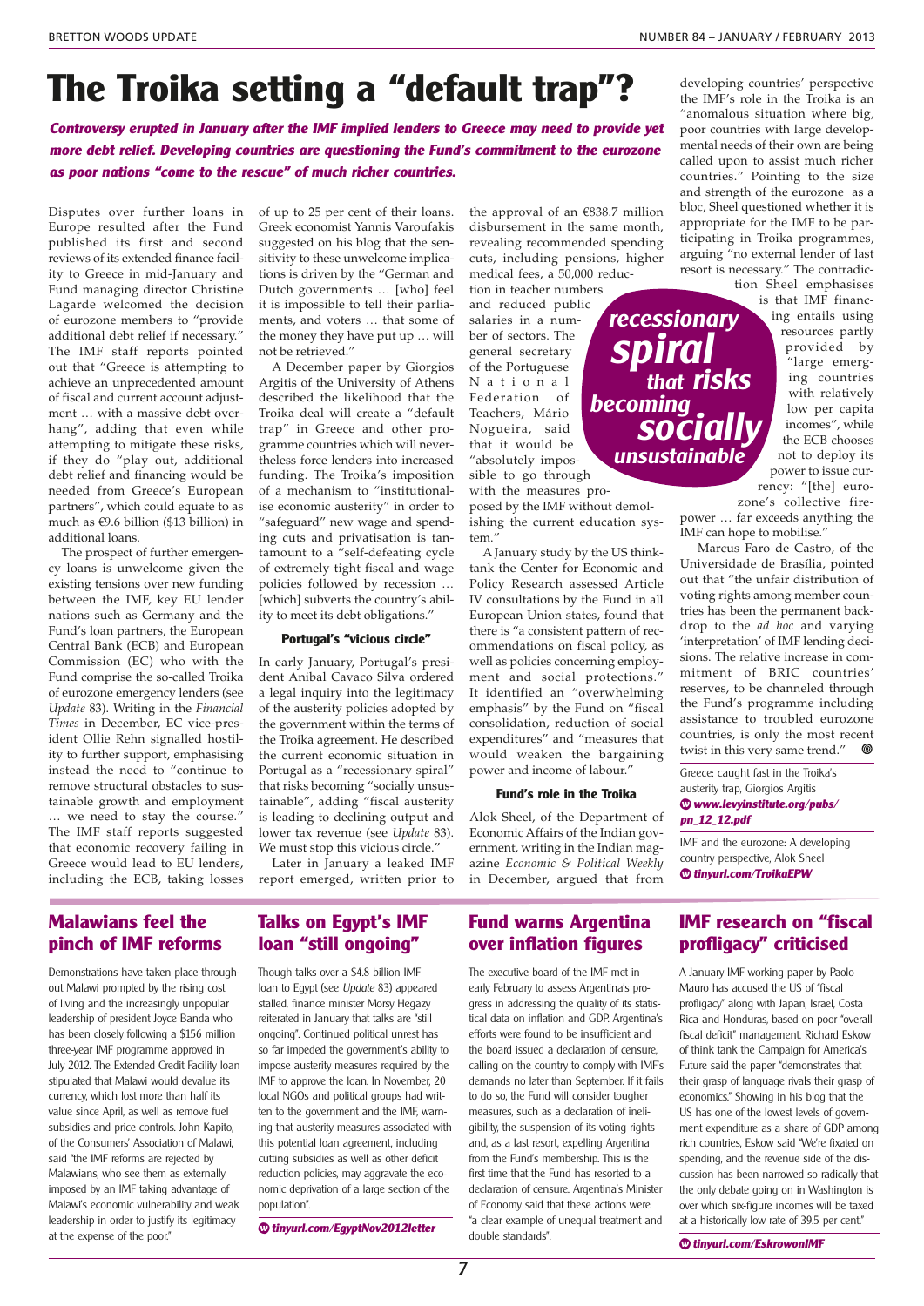# The Troika setting a "default trap"?

***Controversy erupted in January after the IMF implied lenders to Greece may need to provide yet more debt relief. Developing countries are questioning the Fund's commitment to the eurozone as poor nations "come to the rescue" of much richer countries.***

Disputes over further loans in Europe resulted after the Fund published its first and second reviews of its extended finance facility to Greece in mid-January and Fund managing director Christine Lagarde welcomed the decision of eurozone members to "provide additional debt relief if necessary." The IMF staff reports pointed out that "Greece is attempting to achieve an unprecedented amount of fiscal and current account adjustment … with a massive debt overhang", adding that even while attempting to mitigate these risks, if they do "play out, additional debt relief and financing would be needed from Greece's European partners", which could equate to as much as €9.6 billion ($13 billion) in additional loans.

The prospect of further emergency loans is unwelcome given the existing tensions over new funding between the IMF, key EU lender nations such as Germany and the Fund's loan partners, the European Central Bank (ECB) and European Commission (EC) who with the Fund comprise the so-called Troika of eurozone emergency lenders (see *Update* 83). Writing in the *Financial Times* in December, EC vice-president Ollie Rehn signalled hostility to further support, emphasising instead the need to "continue to remove structural obstacles to sustainable growth and employment … we need to stay the course." The IMF staff reports suggested that economic recovery failing in Greece would lead to EU lenders, including the ECB, taking losses of up to 25 per cent of their loans. Greek economist Yannis Varoufakis suggested on his blog that the sensitivity to these unwelcome implications is driven by the "German and Dutch governments … [who] feel it is impossible to tell their parliaments, and voters … that some of the money they have put up … will not be retrieved."

A December paper by Giorgios Argitis of the University of Athens described the likelihood that the Troika deal will create a "default trap" in Greece and other programme countries which will nevertheless force lenders into increased funding. The Troika's imposition of a mechanism to "institutionalise economic austerity" in order to "safeguard" new wage and spending cuts and privatisation is tantamount to a "self-defeating cycle of extremely tight fiscal and wage policies followed by recession … [which] subverts the country's ability to meet its debt obligations."

### Portugal's "vicious circle"

In early January, Portugal's president Anibal Cavaco Silva ordered a legal inquiry into the legitimacy of the austerity policies adopted by the government within the terms of the Troika agreement. He described the current economic situation in Portugal as a "recessionary spiral" that risks becoming "socially unsustainable", adding "fiscal austerity is leading to declining output and lower tax revenue (see *Update* 83). We must stop this vicious circle."

Later in January a leaked IMF report emerged, written prior to the approval of an €838.7 million disbursement in the same month, revealing recommended spending cuts, including pensions, higher medical fees, a 50,000 reduction in teacher numbers and reduced public salaries in a number of sectors. The general secretary of the Portuguese National Federation of Teachers, Mário Nogueira, said that it would be "absolutely impossible to go through with the measures proposed by the IMF without demolishing the current education system."

> ***recessionary spiral that risks becoming socially unsustainable***

A January study by the US thinktank the Center for Economic and Policy Research assessed Article IV consultations by the Fund in all European Union states, found that there is "a consistent pattern of recommendations on fiscal policy, as well as policies concerning employment and social protections." It identified an "overwhelming emphasis" by the Fund on "fiscal consolidation, reduction of social expenditures" and "measures that would weaken the bargaining power and income of labour."

### Fund's role in the Troika

Alok Sheel, of the Department of Economic Affairs of the Indian government, writing in the Indian magazine *Economic & Political Weekly* in December, argued that from developing countries' perspective the IMF's role in the Troika is an "anomalous situation where big, poor countries with large developmental needs of their own are being called upon to assist much richer countries." Pointing to the size and strength of the eurozone as a bloc, Sheel questioned whether it is appropriate for the IMF to be participating in Troika programmes, arguing "no external lender of last resort is necessary." The contradiction Sheel emphasises is that IMF financing entails using resources partly provided by "large emerging countries with relatively low per capita incomes", while the ECB chooses not to deploy its power to issue currency: "[the] eurozone's collective firepower … far exceeds anything the IMF can hope to mobilise."

Marcus Faro de Castro, of the Universidade de Brasília, pointed out that "the unfair distribution of voting rights among member countries has been the permanent backdrop to the *ad hoc* and varying 'interpretation' of IMF lending decisions. The relative increase in commitment of BRIC countries' reserves, to be channeled through the Fund's programme including assistance to troubled eurozone countries, is only the most recent twist in this very same trend."

Greece: caught fast in the Troika's austerity trap, Giorgios Argitis
***www.levyinstitute.org/pubs/pn_12_12.pdf***

IMF and the eurozone: A developing country perspective, Alok Sheel
***tinyurl.com/TroikaEPW***

## Malawians feel the pinch of IMF reforms

Demonstrations have taken place throughout Malawi prompted by the rising cost of living and the increasingly unpopular leadership of president Joyce Banda who has been closely following a $156 million three-year IMF programme approved in July 2012. The Extended Credit Facility loan stipulated that Malawi would devalue its currency, which lost more than half its value since April, as well as remove fuel subsidies and price controls. John Kapito, of the Consumers' Association of Malawi, said "the IMF reforms are rejected by Malawians, who see them as externally imposed by an IMF taking advantage of Malawi's economic vulnerability and weak leadership in order to justify its legitimacy at the expense of the poor."

## Talks on Egypt's IMF loan "still ongoing"

Though talks over a $4.8 billion IMF loan to Egypt (see *Update* 83) appeared stalled, finance minister Morsy Hegazy reiterated in January that talks are "still ongoing". Continued political unrest has so far impeded the government's ability to impose austerity measures required by the IMF to approve the loan. In November, 20 local NGOs and political groups had written to the government and the IMF, warning that austerity measures associated with this potential loan agreement, including cutting subsidies as well as other deficit reduction policies, may aggravate the economic deprivation of a large section of the population".

***tinyurl.com/EgyptNov2012letter***

## Fund warns Argentina over inflation figures

The executive board of the IMF met in early February to assess Argentina's progress in addressing the quality of its statistical data on inflation and GDP. Argentina's efforts were found to be insufficient and the board issued a declaration of censure, calling on the country to comply with IMF's demands no later than September. If it fails to do so, the Fund will consider tougher measures, such as a declaration of ineligibility, the suspension of its voting rights and, as a last resort, expelling Argentina from the Fund's membership. This is the first time that the Fund has resorted to a declaration of censure. Argentina's Minister of Economy said that these actions were "a clear example of unequal treatment and double standards".

## IMF research on "fiscal profligacy" criticised

A January IMF working paper by Paolo Mauro has accused the US of "fiscal profligacy" along with Japan, Israel, Costa Rica and Honduras, based on poor "overall fiscal deficit" management. Richard Eskow of think tank the Campaign for America's Future said the paper "demonstrates that their grasp of language rivals their grasp of economics." Showing in his blog that the US has one of the lowest levels of government expenditure as a share of GDP among rich countries, Eskow said "We're fixated on spending, and the revenue side of the discussion has been narrowed so radically that the only debate going on in Washington is over which six-figure incomes will be taxed at a historically low rate of 39.5 per cent."

***tinyurl.com/EskrowonIMF***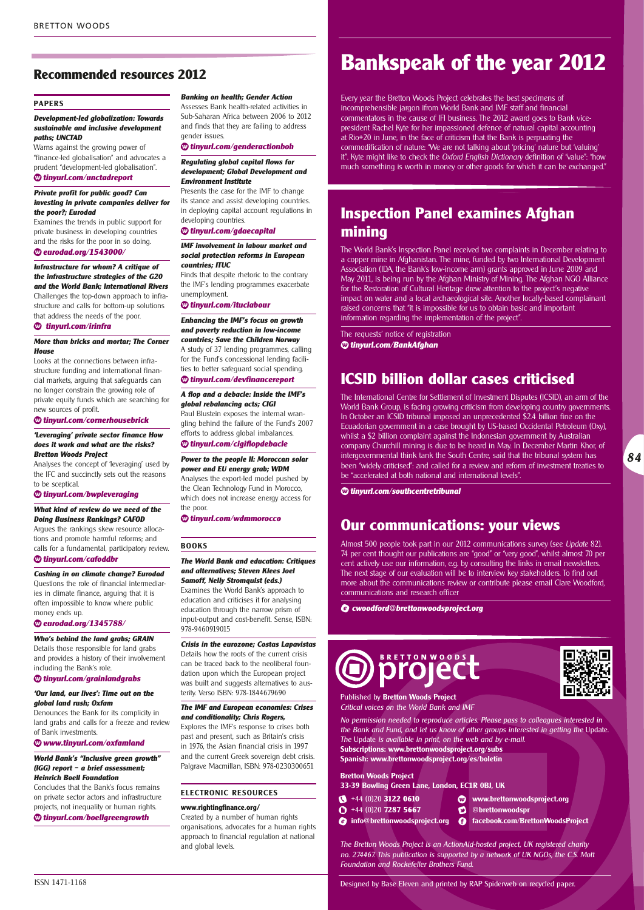## Recommended resources 2012

### PAPERS

***Development-led globalization: Towards sustainable and inclusive development paths; UNCTAD***

Warns against the growing power of "finance-led globalisation" and advocates a prudent "development-led globalisation".

***tinyurl.com/unctadreport***

***Private profit for public good? Can investing in private companies deliver for the poor?; Eurodad***

Examines the trends in public support for private business in developing countries and the risks for the poor in so doing.

***eurodad.org/1543000/***

***Infrastructure for whom? A critique of the infrastructure strategies of the G20 and the World Bank; International Rivers***

Challenges the top-down approach to infrastructure and calls for bottom-up solutions that address the needs of the poor.

***tinyurl.com/irinfra***

***More than bricks and mortar; The Corner House***

Looks at the connections between infrastructure funding and international financial markets, arguing that safeguards can no longer constrain the growing role of private equity funds which are searching for new sources of profit.

***tinyurl.com/cornerhousebrick***

***'Leveraging' private sector finance How does it work and what are the risks? Bretton Woods Project***

Analyses the concept of 'leveraging' used by the IFC and succinctly sets out the reasons to be sceptical.

***tinyurl.com/bwpleveraging***

***What kind of review do we need of the Doing Business Rankings? CAFOD***

Argues the rankings skew resource allocations and promote harmful reforms; and calls for a fundamental, participatory review.

***tinyurl.com/cafoddbr***

***Cashing in on climate change? Eurodad***

Questions the role of financial intermediaries in climate finance, arguing that it is often impossible to know where public money ends up.

***eurodad.org/1345788/***

***Who's behind the land grabs; GRAIN***

Details those responsible for land grabs and provides a history of their involvement including the Bank's role.

***tinyurl.com/grainlandgrabs***

***'Our land, our lives': Time out on the global land rush; Oxfam***

Denounces the Bank for its complicity in land grabs and calls for a freeze and review of Bank investments.

***www.tinyurl.com/oxfamland***

***World Bank's "Inclusive green growth" (IGG) report – a brief assessment; Heinrich Boell Foundation***

Concludes that the Bank's focus remains on private sector actors and infrastructure projects, not inequality or human rights.

***tinyurl.com/boellgreengrowth***

***Banking on health; Gender Action***

Assesses Bank health-related activities in Sub-Saharan Africa between 2006 to 2012 and finds that they are failing to address gender issues.

***tinyurl.com/genderactionboh***

***Regulating global capital flows for development; Global Development and Environment Institute***

Presents the case for the IMF to change its stance and assist developing countries. in deploying capital account regulations in developing countries.

***tinyurl.com/gdaecapital***

***IMF involvement in labour market and social protection reforms in European countries; ITUC***

Finds that despite rhetoric to the contrary the IMF's lending programmes exacerbate unemployment.

***tinyurl.com/ituclabour***

***Enhancing the IMF's focus on growth and poverty reduction in low-income countries; Save the Children Norway***

A study of 37 lending programmes, calling for the Fund's concessional lending facilities to better safeguard social spending.

***tinyurl.com/devfinancereport***

***A flop and a debacle: Inside the IMF's global rebalancing acts; CIGI***

Paul Blustein exposes the internal wrangling behind the failure of the Fund's 2007 efforts to address global imbalances.

***tinyurl.com/cigiflopdebacle***

***Power to the people II: Moroccan solar power and EU energy grab; WDM***

Analyses the export-led model pushed by the Clean Technology Fund in Morocco, which does not increase energy access for the poor.

***tinyurl.com/wdmmorocco***

### BOOKS

***The World Bank and education: Critiques and alternatives; Steven Klees Joel Samoff, Nelly Stromquist (eds.)***

Examines the World Bank's approach to education and criticises it for analysing education through the narrow prism of input-output and cost-benefit. Sense, ISBN: 978-9460919015

***Crisis in the eurozone; Costas Lapavistas***

Details how the roots of the current crisis can be traced back to the neoliberal foundation upon which the European project was built and suggests alternatives to austerity. Verso ISBN: 978-1844679690

***The IMF and European economies: Crises and conditionality; Chris Rogers,***

Explores the IMF's response to crises both past and present, such as Britain's crisis in 1976, the Asian financial crisis in 1997 and the current Greek sovereign debt crisis. Palgrave Macmillan, ISBN: 978-0230300651

### ELECTRONIC RESOURCES

**www.rightingfinance.org/**

Created by a number of human rights organisations, advocates for a human rights approach to financial regulation at national and global levels.

## Bankspeak of the year 2012

Every year the Bretton Woods Project celebrates the best specimens of incomprehensible jargon ifrom World Bank and IMF staff and financial commentators in the cause of IFI business. The 2012 award goes to Bank vice-president Rachel Kyte for her impassioned defence of natural capital accounting at Rio+20 in June, in the face of criticism that the Bank is perpuating the commodification of nature: "We are not talking about 'pricing' nature but 'valuing' it". Kyte might like to check the *Oxford English Dictionary* definition of "value": "how much something is worth in money or other goods for which it can be exchanged."

## Inspection Panel examines Afghan mining

The World Bank's Inspection Panel received two complaints in December relating to a copper mine in Afghanistan. The mine, funded by two International Development Association (IDA, the Bank's low-income arm) grants approved in June 2009 and May 2011, is being run by the Afghan Ministry of Mining. The Afghan NGO Alliance for the Restoration of Cultural Heritage drew attention to the project's negative impact on water and a local archaeological site. Another locally-based complainant raised concerns that "it is impossible for us to obtain basic and important information regarding the implementation of the project".

The requests' notice of registration

***tinyurl.com/BankAfghan***

## ICSID billion dollar cases criticised

The International Centre for Settlement of Investment Disputes (ICSID), an arm of the World Bank Group, is facing growing criticism from developing country governments. In October an ICSID tribunal imposed an unprecedented $2.4 billion fine on the Ecuadorian government in a case brought by US-based Occidental Petroleum (Oxy), whilst a $2 billion complaint against the Indonesian government by Australian company Churchill mining is due to be heard in May. In December Martin Khor, of intergovernmental think tank the South Centre, said that the tribunal system has been "widely criticised": and called for a review and reform of investment treaties to be "accelerated at both national and international levels".

***tinyurl.com/southcentretribunal***

## Our communications: your views

Almost 500 people took part in our 2012 communications survey (see *Update* 82). 74 per cent thought our publications are "good" or "very good", whilst almost 70 per cent actively use our information, e.g. by consulting the links in email newsletters. The next stage of our evaluation will be to interview key stakeholders. To find out more about the communications review or contribute please email Clare Woodford, communications and research officer

***cwoodford@brettonwoodsproject.org***

Published by **Bretton Woods Project**

*Critical voices on the World Bank and IMF*

*No permission needed to reproduce articles. Please pass to colleagues interested in the Bank and Fund, and let us know of other groups interested in getting the* Update. *The* Update *is available in print, on the web and by e-mail.*

**Subscriptions: www.brettonwoodsproject.org/subs**

**Spanish: www.brettonwoodsproject.org/es/boletin**

**Bretton Woods Project**

**33-39 Bowling Green Lane, London, EC1R 0BJ, UK**

+44 (0)20 **3122 0610**

+44 (0)20 **7287 5667**

**info@brettonwoodsproject.org**

**www.brettonwoodsproject.org**

**@brettonwoodspr**

**facebook.com/BrettonWoodsProject**

*The Bretton Woods Project is an ActionAid-hosted project, UK registered charity no. 274467. This publication is supported by a network of UK NGOs, the C.S. Mott Foundation and Rockefeller Brothers Fund.*

ISSN 1471-1168

Designed by Base Eleven and printed by RAP Spiderweb on recycled paper.